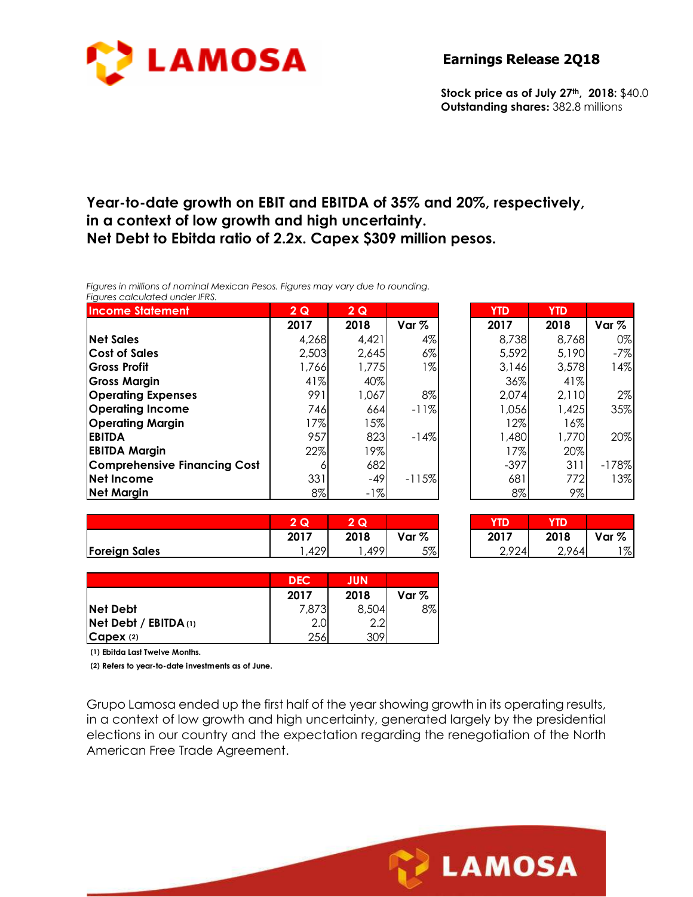**Earnings Release 2Q18**

**Stock price as of July 27th, 2018:** $40.0
**Outstanding shares:** 382.8 millions

## Year-to-date growth on EBIT and EBITDA of 35% and 20%, respectively, in a context of low growth and high uncertainty. Net Debt to Ebitda ratio of 2.2x. Capex $309 million pesos.

*Figures in millions of nominal Mexican Pesos. Figures may vary due to rounding.*
*Figures calculated under IFRS.*

| Income Statement | 2 Q 2017 | 2 Q 2018 | Var % | YTD 2017 | YTD 2018 | Var % |
|---|---|---|---|---|---|---|
| Net Sales | 4,268 | 4,421 | 4% | 8,738 | 8,768 | 0% |
| Cost of Sales | 2,503 | 2,645 | 6% | 5,592 | 5,190 | -7% |
| Gross Profit | 1,766 | 1,775 | 1% | 3,146 | 3,578 | 14% |
| Gross Margin | 41% | 40% | | 36% | 41% | |
| Operating Expenses | 991 | 1,067 | 8% | 2,074 | 2,110 | 2% |
| Operating Income | 746 | 664 | -11% | 1,056 | 1,425 | 35% |
| Operating Margin | 17% | 15% | | 12% | 16% | |
| EBITDA | 957 | 823 | -14% | 1,480 | 1,770 | 20% |
| EBITDA Margin | 22% | 19% | | 17% | 20% | |
| Comprehensive Financing Cost | 6 | 682 | | -397 | 311 | -178% |
| Net Income | 331 | -49 | -115% | 681 | 772 | 13% |
| Net Margin | 8% | -1% | | 8% | 9% | |

| | 2 Q 2017 | 2 Q 2018 | Var % | YTD 2017 | YTD 2018 | Var % |
|---|---|---|---|---|---|---|
| Foreign Sales | 1,429 | 1,499 | 5% | 2,924 | 2,964 | 1% |

| | DEC 2017 | JUN 2018 | Var % |
|---|---|---|---|
| Net Debt | 7,873 | 8,504 | 8% |
| Net Debt / EBITDA (1) | 2.0 | 2.2 | |
| Capex (2) | 256 | 309 | |

**(1) Ebitda Last Twelve Months.**

**(2) Refers to year-to-date investments as of June.**

Grupo Lamosa ended up the first half of the year showing growth in its operating results, in a context of low growth and high uncertainty, generated largely by the presidential elections in our country and the expectation regarding the renegotiation of the North American Free Trade Agreement.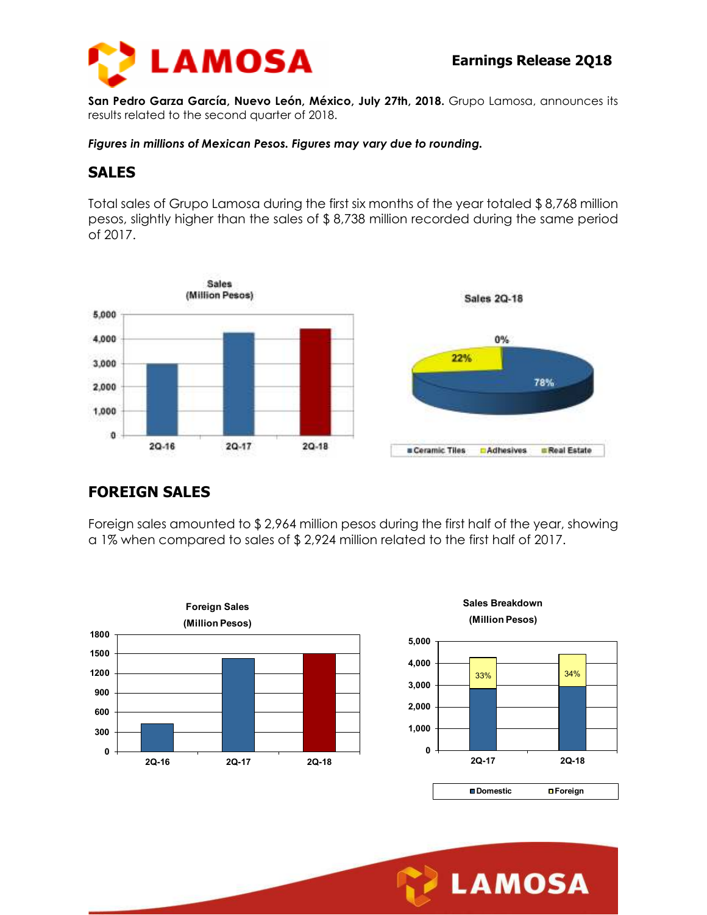**San Pedro Garza García, Nuevo León, México, July 27th, 2018.** Grupo Lamosa, announces its results related to the second quarter of 2018.

***Figures in millions of Mexican Pesos. Figures may vary due to rounding.***

## SALES

Total sales of Grupo Lamosa during the first six months of the year totaled $ 8,768 million pesos, slightly higher than the sales of $ 8,738 million recorded during the same period of 2017.

## FOREIGN SALES

Foreign sales amounted to $ 2,964 million pesos during the first half of the year, showing a 1% when compared to sales of $ 2,924 million related to the first half of 2017.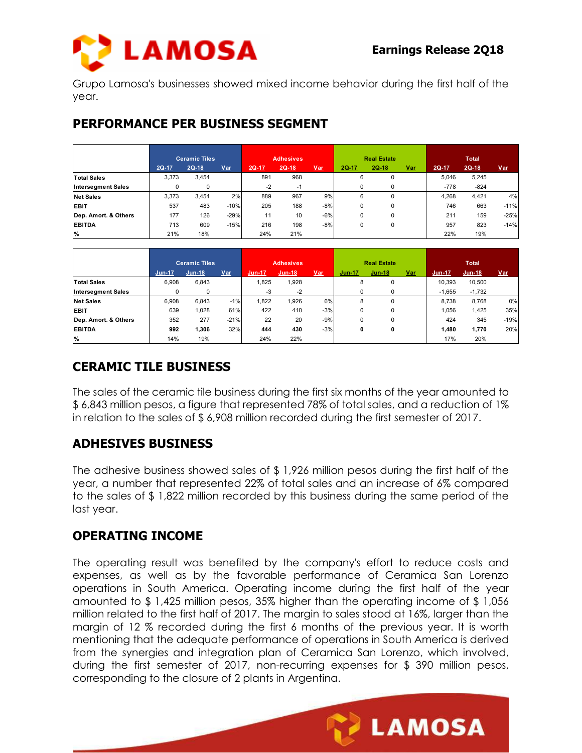Grupo Lamosa's businesses showed mixed income behavior during the first half of the year.

## PERFORMANCE PER BUSINESS SEGMENT

| | Ceramic Tiles | | | Adhesives | | | Real Estate | | | Total | | |
|---|---|---|---|---|---|---|---|---|---|---|---|---|
| | 2Q-17 | 2Q-18 | Var | 2Q-17 | 2Q-18 | Var | 2Q-17 | 2Q-18 | Var | 2Q-17 | 2Q-18 | Var |
| Total Sales | 3,373 | 3,454 | | 891 | 968 | | 6 | 0 | | 5,046 | 5,245 | |
| Intersegment Sales | 0 | 0 | | -2 | -1 | | 0 | 0 | | -778 | -824 | |
| Net Sales | 3,373 | 3,454 | 2% | 889 | 967 | 9% | 6 | 0 | | 4,268 | 4,421 | 4% |
| EBIT | 537 | 483 | -10% | 205 | 188 | -8% | 0 | 0 | | 746 | 663 | -11% |
| Dep. Amort. & Others | 177 | 126 | -29% | 11 | 10 | -6% | 0 | 0 | | 211 | 159 | -25% |
| EBITDA | 713 | 609 | -15% | 216 | 198 | -8% | 0 | 0 | | 957 | 823 | -14% |
| % | 21% | 18% | | 24% | 21% | | | | | 22% | 19% | |

| | Ceramic Tiles | | | Adhesives | | | Real Estate | | | Total | | |
|---|---|---|---|---|---|---|---|---|---|---|---|---|
| | Jun-17 | Jun-18 | Var | Jun-17 | Jun-18 | Var | Jun-17 | Jun-18 | Var | Jun-17 | Jun-18 | Var |
| Total Sales | 6,908 | 6,843 | | 1,825 | 1,928 | | 8 | 0 | | 10,393 | 10,500 | |
| Intersegment Sales | 0 | 0 | | -3 | -2 | | 0 | 0 | | -1,655 | -1,732 | |
| Net Sales | 6,908 | 6,843 | -1% | 1,822 | 1,926 | 6% | 8 | 0 | | 8,738 | 8,768 | 0% |
| EBIT | 639 | 1,028 | 61% | 422 | 410 | -3% | 0 | 0 | | 1,056 | 1,425 | 35% |
| Dep. Amort. & Others | 352 | 277 | -21% | 22 | 20 | -9% | 0 | 0 | | 424 | 345 | -19% |
| **EBITDA** | **992** | **1,306** | 32% | **444** | **430** | -3% | **0** | **0** | | **1,480** | **1,770** | 20% |
| % | 14% | 19% | | 24% | 22% | | | | | 17% | 20% | |

## CERAMIC TILE BUSINESS

The sales of the ceramic tile business during the first six months of the year amounted to $ 6,843 million pesos, a figure that represented 78% of total sales, and a reduction of 1% in relation to the sales of $ 6,908 million recorded during the first semester of 2017.

## ADHESIVES BUSINESS

The adhesive business showed sales of $ 1,926 million pesos during the first half of the year, a number that represented 22% of total sales and an increase of 6% compared to the sales of $ 1,822 million recorded by this business during the same period of the last year.

## OPERATING INCOME

The operating result was benefited by the company's effort to reduce costs and expenses, as well as by the favorable performance of Ceramica San Lorenzo operations in South America. Operating income during the first half of the year amounted to $ 1,425 million pesos, 35% higher than the operating income of $ 1,056 million related to the first half of 2017. The margin to sales stood at 16%, larger than the margin of 12 % recorded during the first 6 months of the previous year. It is worth mentioning that the adequate performance of operations in South America is derived from the synergies and integration plan of Ceramica San Lorenzo, which involved, during the first semester of 2017, non-recurring expenses for $ 390 million pesos, corresponding to the closure of 2 plants in Argentina.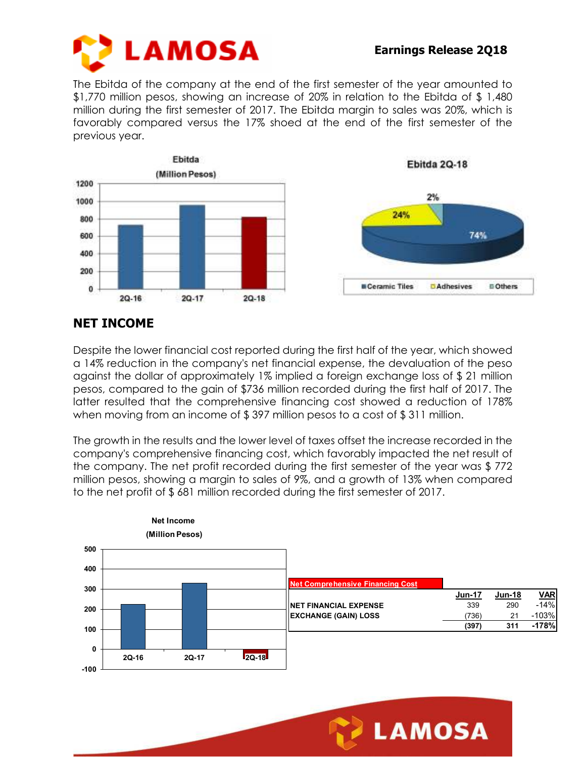The Ebitda of the company at the end of the first semester of the year amounted to $1,770 million pesos, showing an increase of 20% in relation to the Ebitda of $ 1,480 million during the first semester of 2017. The Ebitda margin to sales was 20%, which is favorably compared versus the 17% shoed at the end of the first semester of the previous year.

## NET INCOME

Despite the lower financial cost reported during the first half of the year, which showed a 14% reduction in the company's net financial expense, the devaluation of the peso against the dollar of approximately 1% implied a foreign exchange loss of $ 21 million pesos, compared to the gain of $736 million recorded during the first half of 2017. The latter resulted that the comprehensive financing cost showed a reduction of 178% when moving from an income of $ 397 million pesos to a cost of $ 311 million.

The growth in the results and the lower level of taxes offset the increase recorded in the company's comprehensive financing cost, which favorably impacted the net result of the company. The net profit recorded during the first semester of the year was $ 772 million pesos, showing a margin to sales of 9%, and a growth of 13% when compared to the net profit of $ 681 million recorded during the first semester of 2017.

| Net Comprehensive Financing Cost | Jun-17 | Jun-18 | VAR |
|---|---|---|---|
| NET FINANCIAL EXPENSE | 339 | 290 | -14% |
| EXCHANGE (GAIN) LOSS | (736) | 21 | -103% |
| | **(397)** | **311** | **-178%** |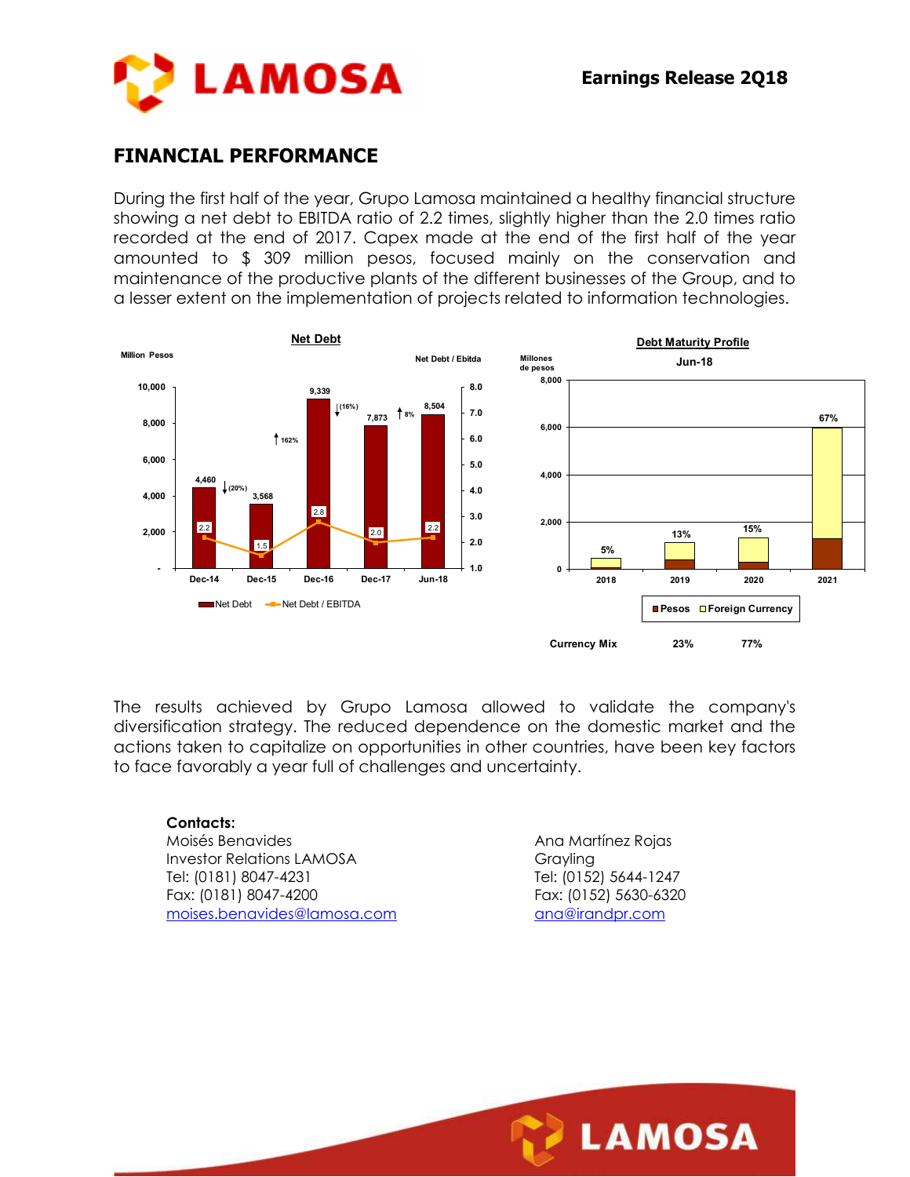## FINANCIAL PERFORMANCE

During the first half of the year, Grupo Lamosa maintained a healthy financial structure showing a net debt to EBITDA ratio of 2.2 times, slightly higher than the 2.0 times ratio recorded at the end of 2017. Capex made at the end of the first half of the year amounted to $ 309 million pesos, focused mainly on the conservation and maintenance of the productive plants of the different businesses of the Group, and to a lesser extent on the implementation of projects related to information technologies.

Net Debt

Million Pesos

Net Debt / Ebitda

10,000
8,000
6,000
4,000
2,000
-

8.0
7.0
6.0
5.0
4.0
3.0
2.0
1.0

4,460
(20%)
3,568
162%
9,339
(16%)
7,873
8%
8,504

2.2
1.5
2.8
2.0
2.2

Dec-14
Dec-15
Dec-16
Dec-17
Jun-18

Net Debt
Net Debt / EBITDA

Debt Maturity Profile

Jun-18

Millones de pesos

8,000
6,000
4,000
2,000
0

5%
13%
15%
67%

2018
2019
2020
2021

Pesos
Foreign Currency

Currency Mix 23% 77%

The results achieved by Grupo Lamosa allowed to validate the company's diversification strategy. The reduced dependence on the domestic market and the actions taken to capitalize on opportunities in other countries, have been key factors to face favorably a year full of challenges and uncertainty.

**Contacts:**

Moisés Benavides
Investor Relations LAMOSA
Tel: (0181) 8047-4231
Fax: (0181) 8047-4200
moises.benavides@lamosa.com

Ana Martínez Rojas
Grayling
Tel: (0152) 5644-1247
Fax: (0152) 5630-6320
ana@irandpr.com